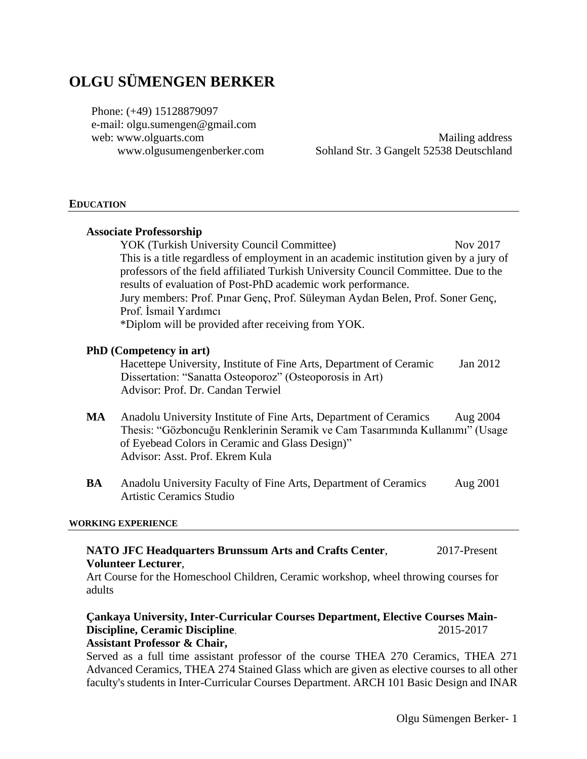# OLGU SÜMENGEN BERKER

Phone: (+49) 15128879097
e-mail: olgu.sumengen@gmail.com
web: www.olguarts.com
www.olgusumengenberker.com

Mailing address
Sohland Str. 3 Gangelt 52538 Deutschland

## EDUCATION

**Associate Professorship**

YOK (Turkish University Council Committee) — Nov 2017

This is a title regardless of employment in an academic institution given by a jury of professors of the field affiliated Turkish University Council Committee. Due to the results of evaluation of Post-PhD academic work performance.

Jury members: Prof. Pınar Genç, Prof. Süleyman Aydan Belen, Prof. Soner Genç, Prof. İsmail Yardımcı

*Diplom will be provided after receiving from YOK.

**PhD (Competency in art)**

Hacettepe University, Institute of Fine Arts, Department of Ceramic — Jan 2012

Dissertation: "Sanatta Osteoporoz" (Osteoporosis in Art)

Advisor: Prof. Dr. Candan Terwiel

**MA** Anadolu University Institute of Fine Arts, Department of Ceramics — Aug 2004

Thesis: "Gözboncuğu Renklerinin Seramik ve Cam Tasarımında Kullanımı" (Usage of Eyebead Colors in Ceramic and Glass Design)"

Advisor: Asst. Prof. Ekrem Kula

**BA** Anadolu University Faculty of Fine Arts, Department of Ceramics — Aug 2001

Artistic Ceramics Studio

## WORKING EXPERIENCE

**NATO JFC Headquarters Brunssum Arts and Crafts Center**, — 2017-Present

**Volunteer Lecturer**,

Art Course for the Homeschool Children, Ceramic workshop, wheel throwing courses for adults

**Çankaya University, Inter-Curricular Courses Department, Elective Courses Main-Discipline, Ceramic Discipline**, — 2015-2017

**Assistant Professor & Chair,**

Served as a full time assistant professor of the course THEA 270 Ceramics, THEA 271 Advanced Ceramics, THEA 274 Stained Glass which are given as elective courses to all other faculty's students in Inter-Curricular Courses Department. ARCH 101 Basic Design and INAR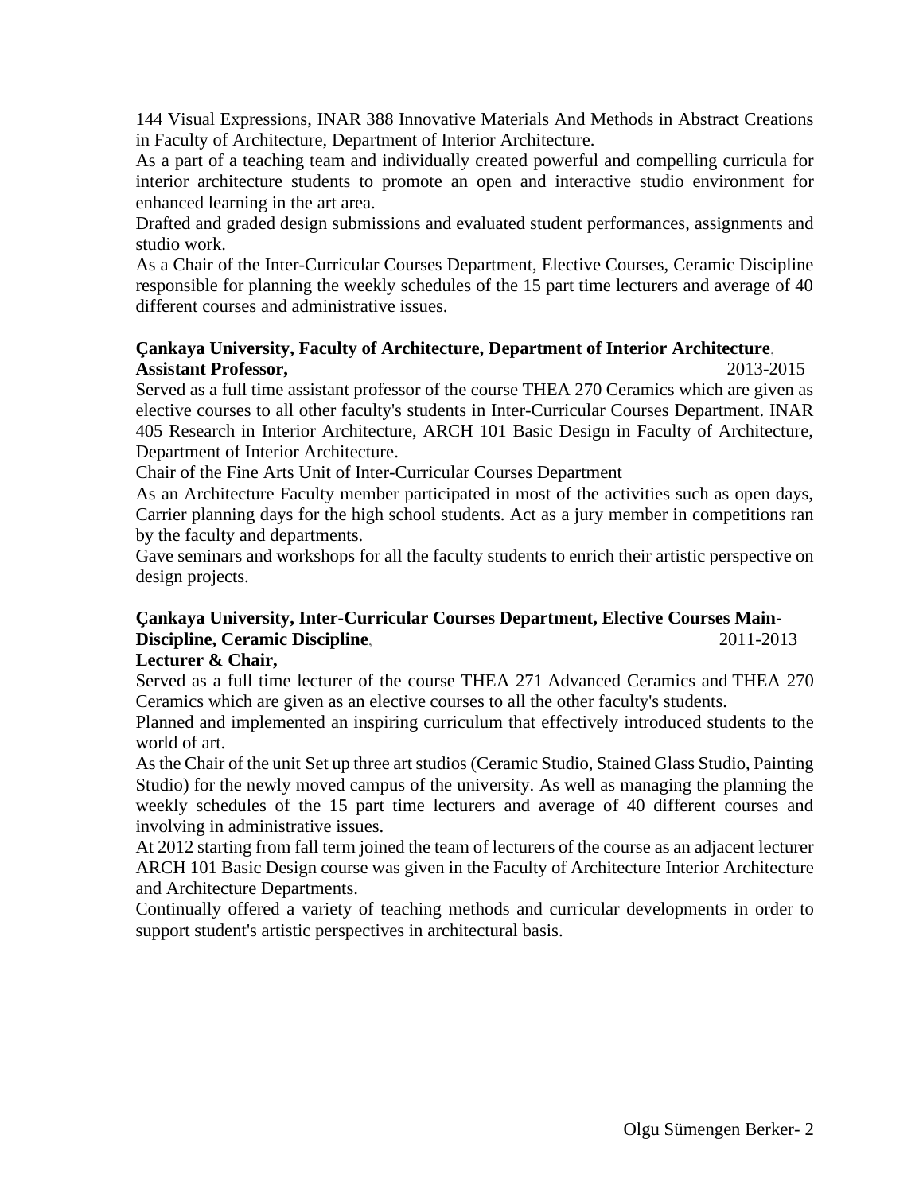144 Visual Expressions, INAR 388 Innovative Materials And Methods in Abstract Creations in Faculty of Architecture, Department of Interior Architecture.

As a part of a teaching team and individually created powerful and compelling curricula for interior architecture students to promote an open and interactive studio environment for enhanced learning in the art area.

Drafted and graded design submissions and evaluated student performances, assignments and studio work.

As a Chair of the Inter-Curricular Courses Department, Elective Courses, Ceramic Discipline responsible for planning the weekly schedules of the 15 part time lecturers and average of 40 different courses and administrative issues.

**Çankaya University, Faculty of Architecture, Department of Interior Architecture**,
**Assistant Professor,** 2013-2015

Served as a full time assistant professor of the course THEA 270 Ceramics which are given as elective courses to all other faculty's students in Inter-Curricular Courses Department. INAR 405 Research in Interior Architecture, ARCH 101 Basic Design in Faculty of Architecture, Department of Interior Architecture.

Chair of the Fine Arts Unit of Inter-Curricular Courses Department

As an Architecture Faculty member participated in most of the activities such as open days, Carrier planning days for the high school students. Act as a jury member in competitions ran by the faculty and departments.

Gave seminars and workshops for all the faculty students to enrich their artistic perspective on design projects.

**Çankaya University, Inter-Curricular Courses Department, Elective Courses Main-Discipline, Ceramic Discipline**, 2011-2013
**Lecturer & Chair,**

Served as a full time lecturer of the course THEA 271 Advanced Ceramics and THEA 270 Ceramics which are given as an elective courses to all the other faculty's students.

Planned and implemented an inspiring curriculum that effectively introduced students to the world of art.

As the Chair of the unit Set up three art studios (Ceramic Studio, Stained Glass Studio, Painting Studio) for the newly moved campus of the university. As well as managing the planning the weekly schedules of the 15 part time lecturers and average of 40 different courses and involving in administrative issues.

At 2012 starting from fall term joined the team of lecturers of the course as an adjacent lecturer ARCH 101 Basic Design course was given in the Faculty of Architecture Interior Architecture and Architecture Departments.

Continually offered a variety of teaching methods and curricular developments in order to support student's artistic perspectives in architectural basis.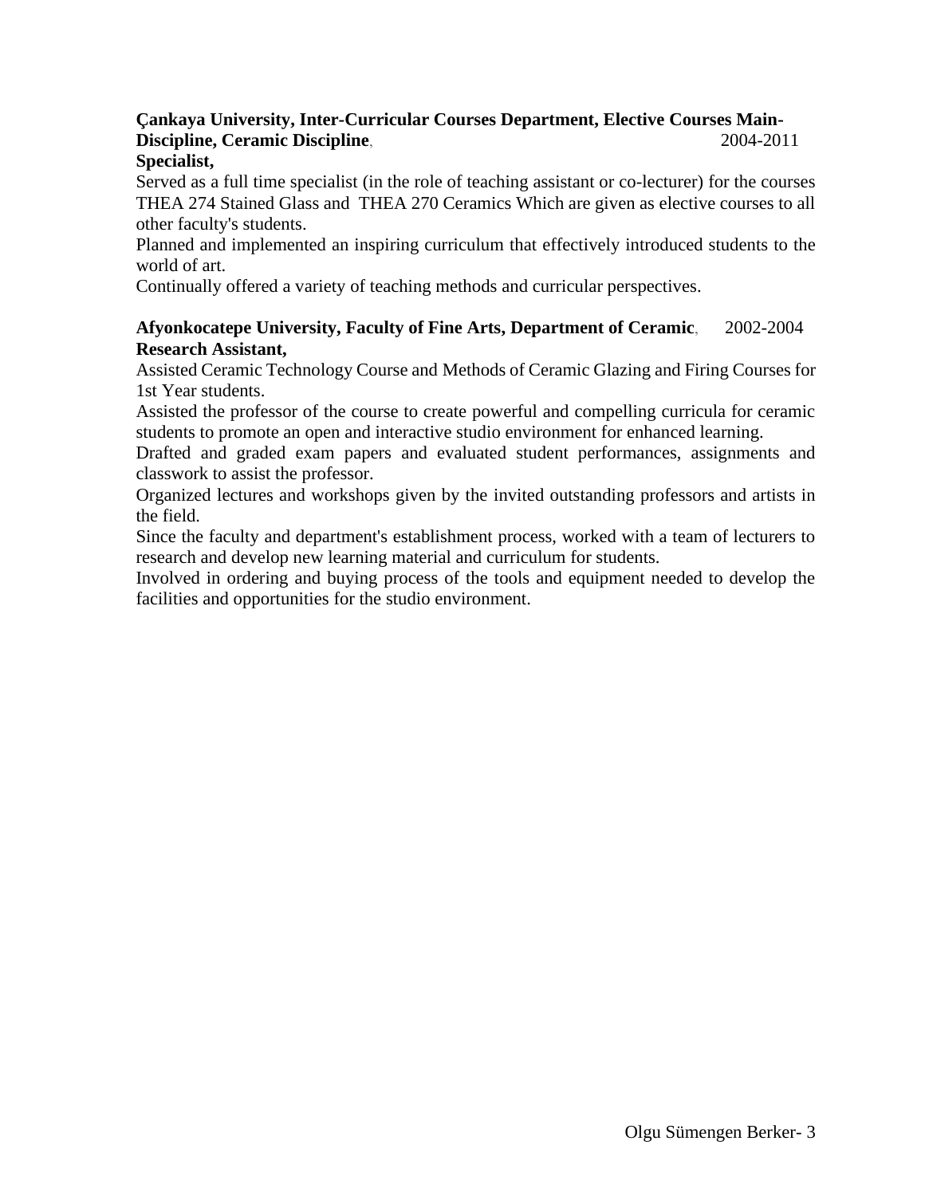**Çankaya University, Inter-Curricular Courses Department, Elective Courses Main-Discipline, Ceramic Discipline**, 2004-2011
**Specialist,**

Served as a full time specialist (in the role of teaching assistant or co-lecturer) for the courses THEA 274 Stained Glass and THEA 270 Ceramics Which are given as elective courses to all other faculty's students.

Planned and implemented an inspiring curriculum that effectively introduced students to the world of art.

Continually offered a variety of teaching methods and curricular perspectives.

**Afyonkocatepe University, Faculty of Fine Arts, Department of Ceramic**, 2002-2004
**Research Assistant,**

Assisted Ceramic Technology Course and Methods of Ceramic Glazing and Firing Courses for 1st Year students.

Assisted the professor of the course to create powerful and compelling curricula for ceramic students to promote an open and interactive studio environment for enhanced learning.

Drafted and graded exam papers and evaluated student performances, assignments and classwork to assist the professor.

Organized lectures and workshops given by the invited outstanding professors and artists in the field.

Since the faculty and department's establishment process, worked with a team of lecturers to research and develop new learning material and curriculum for students.

Involved in ordering and buying process of the tools and equipment needed to develop the facilities and opportunities for the studio environment.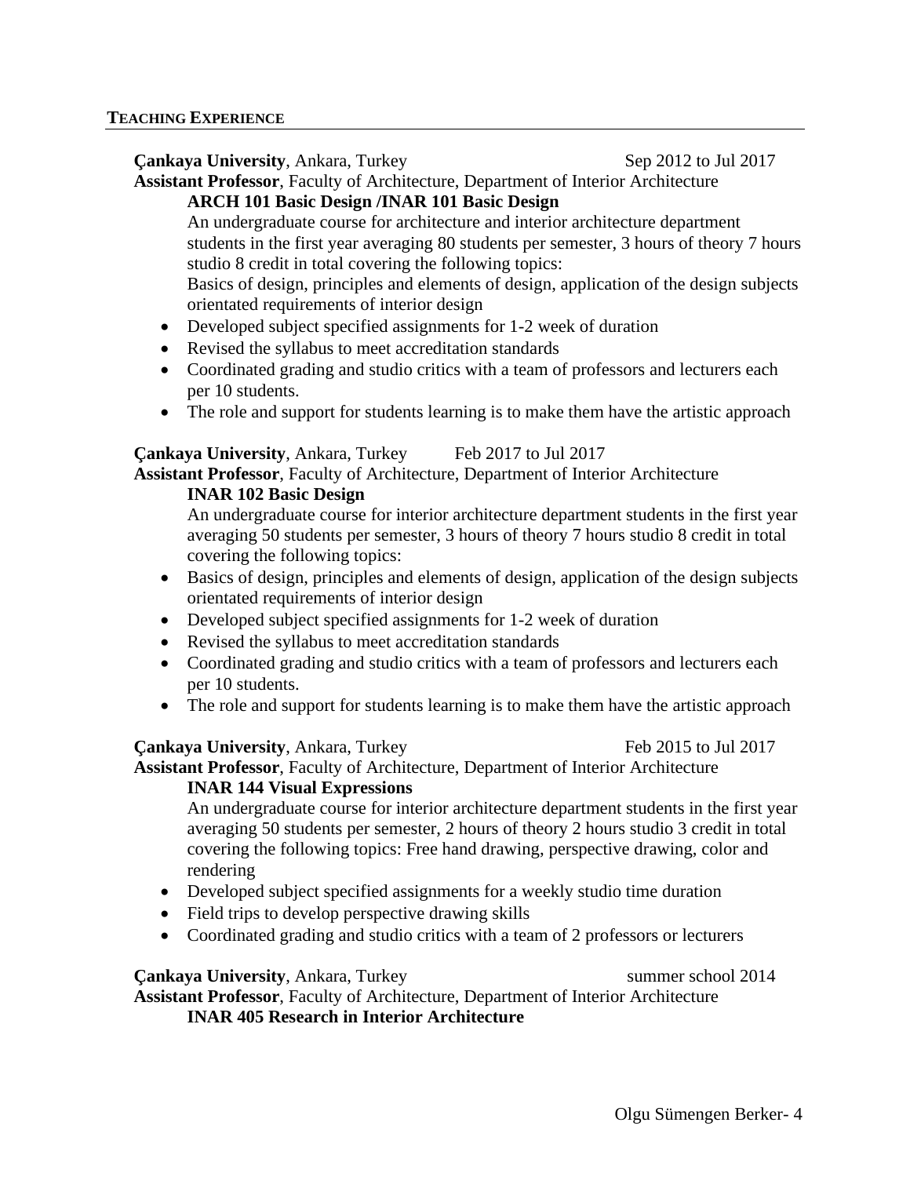## TEACHING EXPERIENCE

**Çankaya University**, Ankara, Turkey — Sep 2012 to Jul 2017
**Assistant Professor**, Faculty of Architecture, Department of Interior Architecture

**ARCH 101 Basic Design /INAR 101 Basic Design**

An undergraduate course for architecture and interior architecture department students in the first year averaging 80 students per semester, 3 hours of theory 7 hours studio 8 credit in total covering the following topics:
Basics of design, principles and elements of design, application of the design subjects orientated requirements of interior design

- Developed subject specified assignments for 1-2 week of duration
- Revised the syllabus to meet accreditation standards
- Coordinated grading and studio critics with a team of professors and lecturers each per 10 students.
- The role and support for students learning is to make them have the artistic approach

**Çankaya University**, Ankara, Turkey — Feb 2017 to Jul 2017
**Assistant Professor**, Faculty of Architecture, Department of Interior Architecture

**INAR 102 Basic Design**

An undergraduate course for interior architecture department students in the first year averaging 50 students per semester, 3 hours of theory 7 hours studio 8 credit in total covering the following topics:

- Basics of design, principles and elements of design, application of the design subjects orientated requirements of interior design
- Developed subject specified assignments for 1-2 week of duration
- Revised the syllabus to meet accreditation standards
- Coordinated grading and studio critics with a team of professors and lecturers each per 10 students.
- The role and support for students learning is to make them have the artistic approach

**Çankaya University**, Ankara, Turkey — Feb 2015 to Jul 2017
**Assistant Professor**, Faculty of Architecture, Department of Interior Architecture

**INAR 144 Visual Expressions**

An undergraduate course for interior architecture department students in the first year averaging 50 students per semester, 2 hours of theory 2 hours studio 3 credit in total covering the following topics: Free hand drawing, perspective drawing, color and rendering

- Developed subject specified assignments for a weekly studio time duration
- Field trips to develop perspective drawing skills
- Coordinated grading and studio critics with a team of 2 professors or lecturers

**Çankaya University**, Ankara, Turkey — summer school 2014
**Assistant Professor**, Faculty of Architecture, Department of Interior Architecture

**INAR 405 Research in Interior Architecture**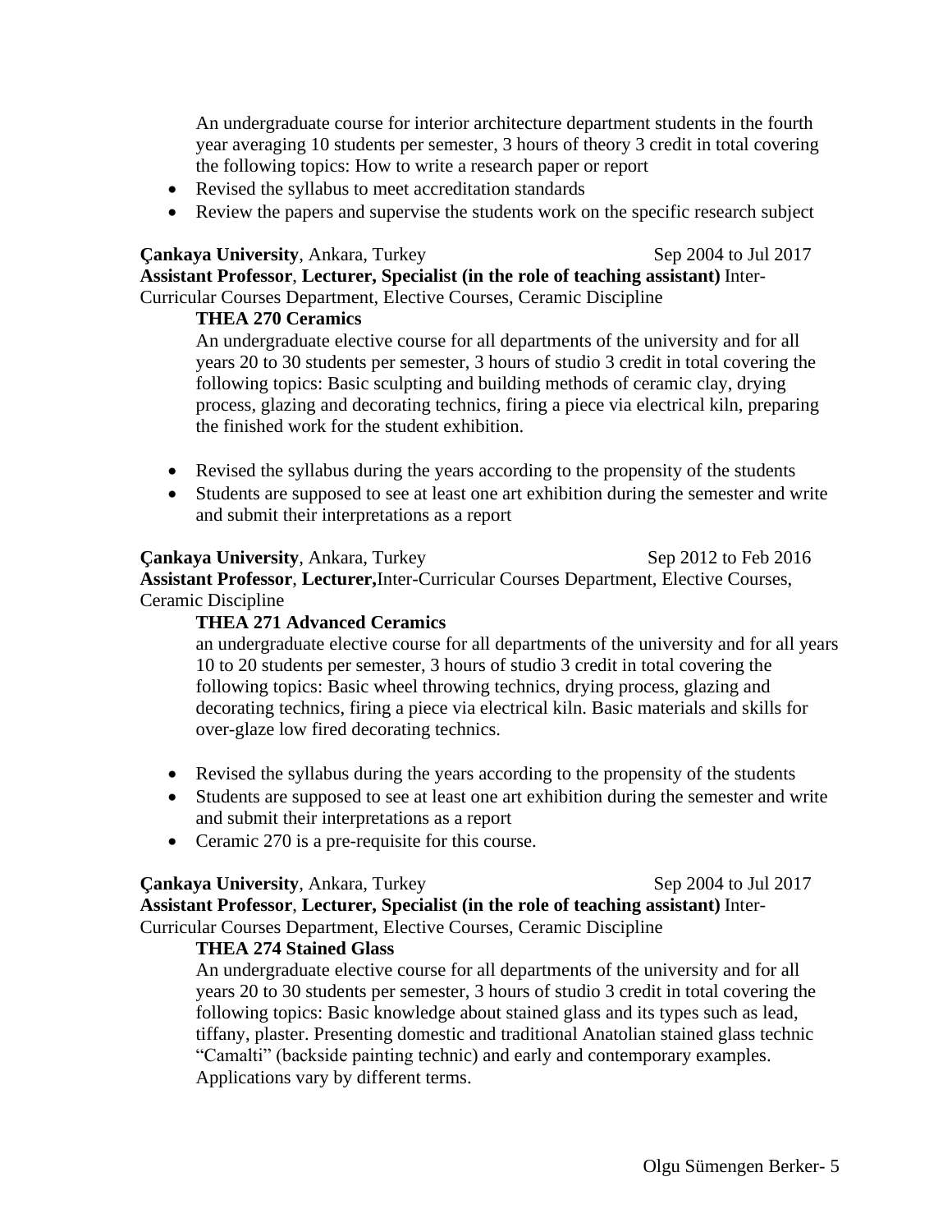An undergraduate course for interior architecture department students in the fourth year averaging 10 students per semester, 3 hours of theory 3 credit in total covering the following topics: How to write a research paper or report

- Revised the syllabus to meet accreditation standards
- Review the papers and supervise the students work on the specific research subject

**Çankaya University**, Ankara, Turkey — Sep 2004 to Jul 2017
**Assistant Professor**, **Lecturer, Specialist (in the role of teaching assistant)** Inter-Curricular Courses Department, Elective Courses, Ceramic Discipline

**THEA 270 Ceramics**

An undergraduate elective course for all departments of the university and for all years 20 to 30 students per semester, 3 hours of studio 3 credit in total covering the following topics: Basic sculpting and building methods of ceramic clay, drying process, glazing and decorating technics, firing a piece via electrical kiln, preparing the finished work for the student exhibition.

- Revised the syllabus during the years according to the propensity of the students
- Students are supposed to see at least one art exhibition during the semester and write and submit their interpretations as a report

**Çankaya University**, Ankara, Turkey — Sep 2012 to Feb 2016
**Assistant Professor**, **Lecturer,**Inter-Curricular Courses Department, Elective Courses, Ceramic Discipline

**THEA 271 Advanced Ceramics**

an undergraduate elective course for all departments of the university and for all years 10 to 20 students per semester, 3 hours of studio 3 credit in total covering the following topics: Basic wheel throwing technics, drying process, glazing and decorating technics, firing a piece via electrical kiln. Basic materials and skills for over-glaze low fired decorating technics.

- Revised the syllabus during the years according to the propensity of the students
- Students are supposed to see at least one art exhibition during the semester and write and submit their interpretations as a report
- Ceramic 270 is a pre-requisite for this course.

**Çankaya University**, Ankara, Turkey — Sep 2004 to Jul 2017
**Assistant Professor**, **Lecturer, Specialist (in the role of teaching assistant)** Inter-Curricular Courses Department, Elective Courses, Ceramic Discipline

**THEA 274 Stained Glass**

An undergraduate elective course for all departments of the university and for all years 20 to 30 students per semester, 3 hours of studio 3 credit in total covering the following topics: Basic knowledge about stained glass and its types such as lead, tiffany, plaster. Presenting domestic and traditional Anatolian stained glass technic "Camalti" (backside painting technic) and early and contemporary examples. Applications vary by different terms.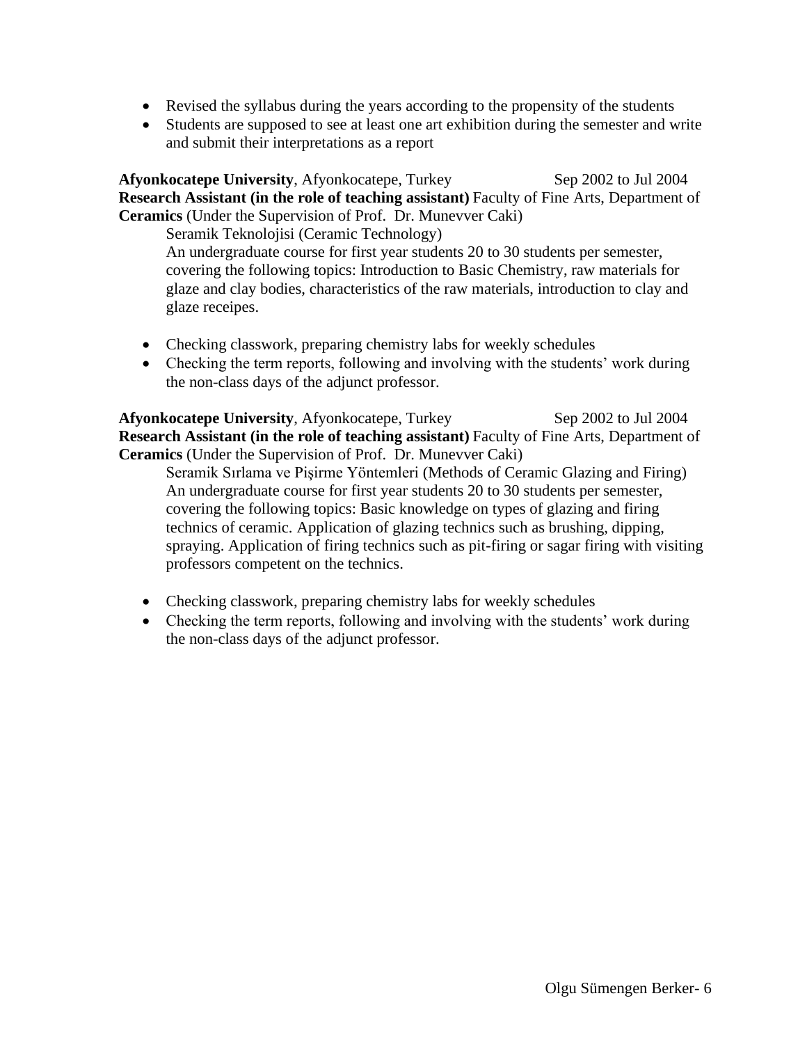- Revised the syllabus during the years according to the propensity of the students
- Students are supposed to see at least one art exhibition during the semester and write and submit their interpretations as a report

**Afyonkocatepe University**, Afyonkocatepe, Turkey Sep 2002 to Jul 2004
**Research Assistant (in the role of teaching assistant)** Faculty of Fine Arts, Department of **Ceramics** (Under the Supervision of Prof. Dr. Munevver Caki)

Seramik Teknolojisi (Ceramic Technology)
An undergraduate course for first year students 20 to 30 students per semester, covering the following topics: Introduction to Basic Chemistry, raw materials for glaze and clay bodies, characteristics of the raw materials, introduction to clay and glaze receipes.

- Checking classwork, preparing chemistry labs for weekly schedules
- Checking the term reports, following and involving with the students' work during the non-class days of the adjunct professor.

**Afyonkocatepe University**, Afyonkocatepe, Turkey Sep 2002 to Jul 2004
**Research Assistant (in the role of teaching assistant)** Faculty of Fine Arts, Department of **Ceramics** (Under the Supervision of Prof. Dr. Munevver Caki)

Seramik Sırlama ve Pişirme Yöntemleri (Methods of Ceramic Glazing and Firing)
An undergraduate course for first year students 20 to 30 students per semester, covering the following topics: Basic knowledge on types of glazing and firing technics of ceramic. Application of glazing technics such as brushing, dipping, spraying. Application of firing technics such as pit-firing or sagar firing with visiting professors competent on the technics.

- Checking classwork, preparing chemistry labs for weekly schedules
- Checking the term reports, following and involving with the students' work during the non-class days of the adjunct professor.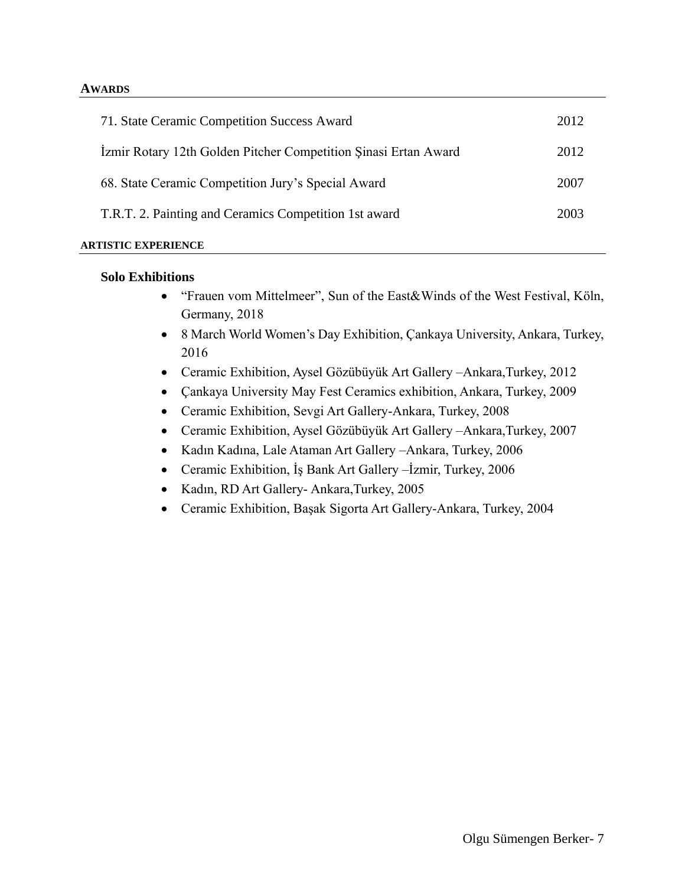## AWARDS

| | |
|---|---|
| 71. State Ceramic Competition Success Award | 2012 |
| İzmir Rotary 12th Golden Pitcher Competition Şinasi Ertan Award | 2012 |
| 68. State Ceramic Competition Jury's Special Award | 2007 |
| T.R.T. 2. Painting and Ceramics Competition 1st award | 2003 |

## ARTISTIC EXPERIENCE

### Solo Exhibitions

- "Frauen vom Mittelmeer", Sun of the East&Winds of the West Festival, Köln, Germany, 2018
- 8 March World Women's Day Exhibition, Çankaya University, Ankara, Turkey, 2016
- Ceramic Exhibition, Aysel Gözübüyük Art Gallery –Ankara,Turkey, 2012
- Çankaya University May Fest Ceramics exhibition, Ankara, Turkey, 2009
- Ceramic Exhibition, Sevgi Art Gallery-Ankara, Turkey, 2008
- Ceramic Exhibition, Aysel Gözübüyük Art Gallery –Ankara,Turkey, 2007
- Kadın Kadına, Lale Ataman Art Gallery –Ankara, Turkey, 2006
- Ceramic Exhibition, İş Bank Art Gallery –İzmir, Turkey, 2006
- Kadın, RD Art Gallery- Ankara,Turkey, 2005
- Ceramic Exhibition, Başak Sigorta Art Gallery-Ankara, Turkey, 2004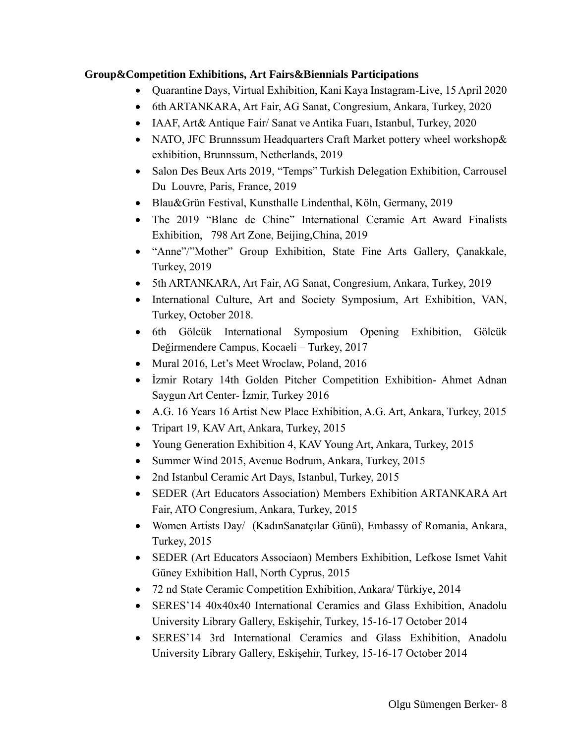**Group&Competition Exhibitions, Art Fairs&Biennials Participations**

- Quarantine Days, Virtual Exhibition, Kani Kaya Instagram-Live, 15 April 2020
- 6th ARTANKARA, Art Fair, AG Sanat, Congresium, Ankara, Turkey, 2020
- IAAF, Art& Antique Fair/ Sanat ve Antika Fuarı, Istanbul, Turkey, 2020
- NATO, JFC Brunnssum Headquarters Craft Market pottery wheel workshop& exhibition, Brunnssum, Netherlands, 2019
- Salon Des Beux Arts 2019, "Temps" Turkish Delegation Exhibition, Carrousel Du Louvre, Paris, France, 2019
- Blau&Grün Festival, Kunsthalle Lindenthal, Köln, Germany, 2019
- The 2019 "Blanc de Chine" International Ceramic Art Award Finalists Exhibition, 798 Art Zone, Beijing,China, 2019
- "Anne"/"Mother" Group Exhibition, State Fine Arts Gallery, Çanakkale, Turkey, 2019
- 5th ARTANKARA, Art Fair, AG Sanat, Congresium, Ankara, Turkey, 2019
- International Culture, Art and Society Symposium, Art Exhibition, VAN, Turkey, October 2018.
- 6th Gölcük International Symposium Opening Exhibition, Gölcük Değirmendere Campus, Kocaeli – Turkey, 2017
- Mural 2016, Let's Meet Wroclaw, Poland, 2016
- İzmir Rotary 14th Golden Pitcher Competition Exhibition- Ahmet Adnan Saygun Art Center- İzmir, Turkey 2016
- A.G. 16 Years 16 Artist New Place Exhibition, A.G. Art, Ankara, Turkey, 2015
- Tripart 19, KAV Art, Ankara, Turkey, 2015
- Young Generation Exhibition 4, KAV Young Art, Ankara, Turkey, 2015
- Summer Wind 2015, Avenue Bodrum, Ankara, Turkey, 2015
- 2nd Istanbul Ceramic Art Days, Istanbul, Turkey, 2015
- SEDER (Art Educators Association) Members Exhibition ARTANKARA Art Fair, ATO Congresium, Ankara, Turkey, 2015
- Women Artists Day/ (KadınSanatçılar Günü), Embassy of Romania, Ankara, Turkey, 2015
- SEDER (Art Educators Associaon) Members Exhibition, Lefkose Ismet Vahit Güney Exhibition Hall, North Cyprus, 2015
- 72 nd State Ceramic Competition Exhibition, Ankara/ Türkiye, 2014
- SERES'14 40x40x40 International Ceramics and Glass Exhibition, Anadolu University Library Gallery, Eskişehir, Turkey, 15-16-17 October 2014
- SERES'14 3rd International Ceramics and Glass Exhibition, Anadolu University Library Gallery, Eskişehir, Turkey, 15-16-17 October 2014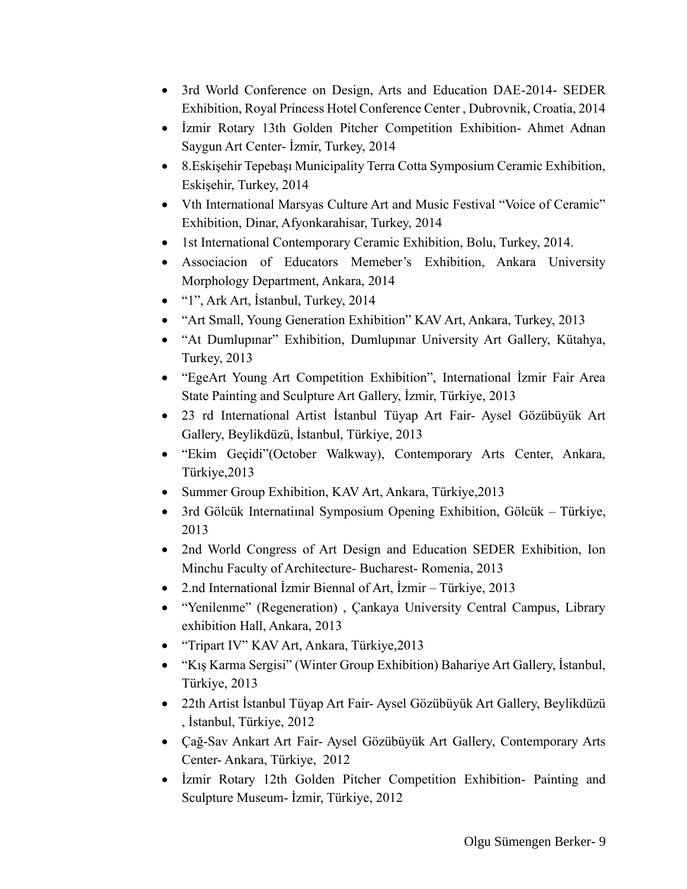- 3rd World Conference on Design, Arts and Education DAE-2014- SEDER Exhibition, Royal Princess Hotel Conference Center , Dubrovnik, Croatia, 2014
- İzmir Rotary 13th Golden Pitcher Competition Exhibition- Ahmet Adnan Saygun Art Center- İzmir, Turkey, 2014
- 8.Eskişehir Tepebaşı Municipality Terra Cotta Symposium Ceramic Exhibition, Eskişehir, Turkey, 2014
- Vth International Marsyas Culture Art and Music Festival "Voice of Ceramic" Exhibition, Dinar, Afyonkarahisar, Turkey, 2014
- 1st International Contemporary Ceramic Exhibition, Bolu, Turkey, 2014.
- Associacion of Educators Memeber's Exhibition, Ankara University Morphology Department, Ankara, 2014
- "1", Ark Art, İstanbul, Turkey, 2014
- "Art Small, Young Generation Exhibition" KAV Art, Ankara, Turkey, 2013
- "At Dumlupınar" Exhibition, Dumlupınar University Art Gallery, Kütahya, Turkey, 2013
- "EgeArt Young Art Competition Exhibition", International İzmir Fair Area State Painting and Sculpture Art Gallery, İzmir, Türkiye, 2013
- 23 rd International Artist İstanbul Tüyap Art Fair- Aysel Gözübüyük Art Gallery, Beylikdüzü, İstanbul, Türkiye, 2013
- "Ekim Geçidi"(October Walkway), Contemporary Arts Center, Ankara, Türkiye,2013
- Summer Group Exhibition, KAV Art, Ankara, Türkiye,2013
- 3rd Gölcük Internatiınal Symposium Opening Exhibition, Gölcük – Türkiye, 2013
- 2nd World Congress of Art Design and Education SEDER Exhibition, Ion Minchu Faculty of Architecture- Bucharest- Romenia, 2013
- 2.nd International İzmir Biennal of Art, İzmir – Türkiye, 2013
- "Yenilenme" (Regeneration) , Çankaya University Central Campus, Library exhibition Hall, Ankara, 2013
- "Tripart IV" KAV Art, Ankara, Türkiye,2013
- "Kış Karma Sergisi" (Winter Group Exhibition) Bahariye Art Gallery, İstanbul, Türkiye, 2013
- 22th Artist İstanbul Tüyap Art Fair- Aysel Gözübüyük Art Gallery, Beylikdüzü , İstanbul, Türkiye, 2012
- Çağ-Sav Ankart Art Fair- Aysel Gözübüyük Art Gallery, Contemporary Arts Center- Ankara, Türkiye, 2012
- İzmir Rotary 12th Golden Pitcher Competition Exhibition- Painting and Sculpture Museum- İzmir, Türkiye, 2012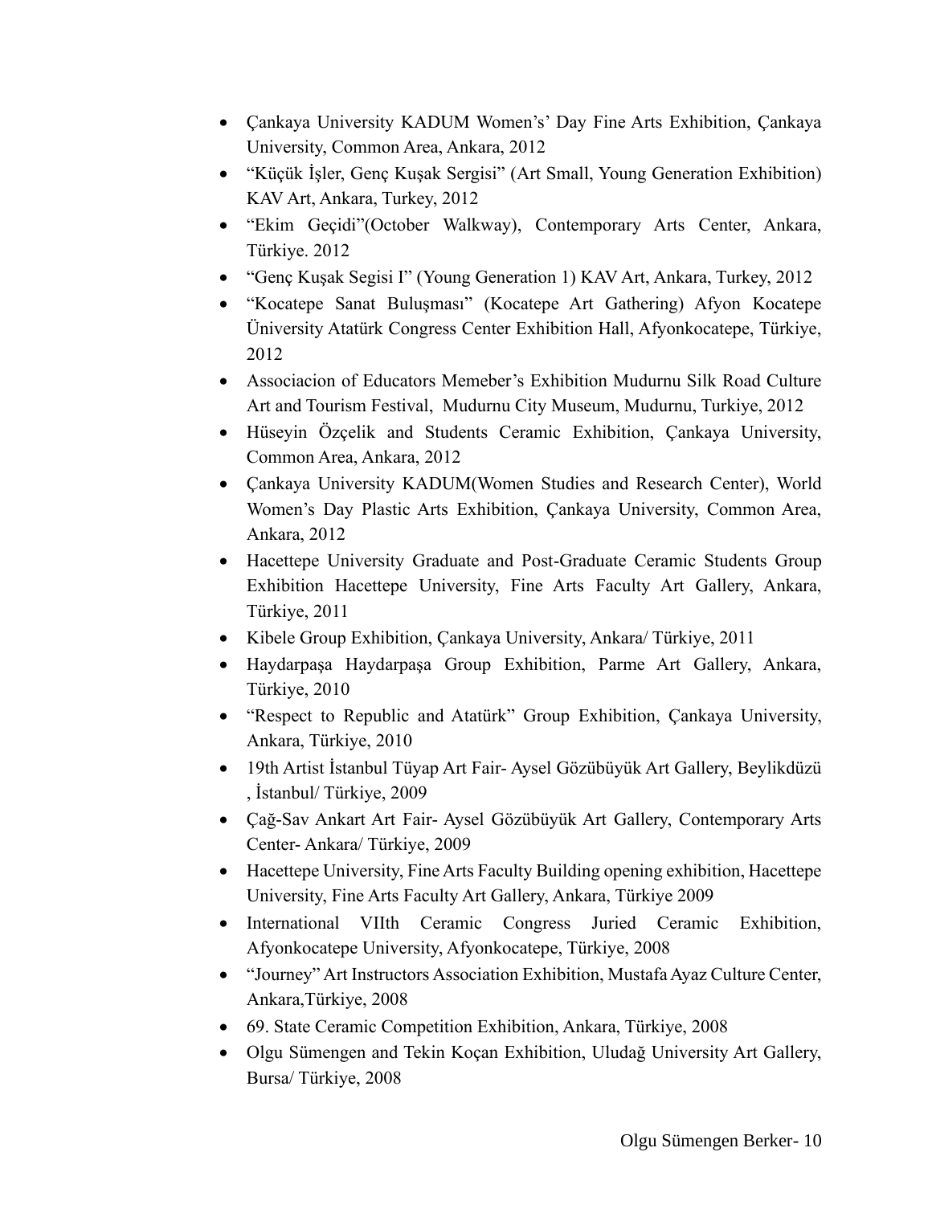- Çankaya University KADUM Women's' Day Fine Arts Exhibition, Çankaya University, Common Area, Ankara, 2012
- "Küçük İşler, Genç Kuşak Sergisi" (Art Small, Young Generation Exhibition) KAV Art, Ankara, Turkey, 2012
- "Ekim Geçidi"(October Walkway), Contemporary Arts Center, Ankara, Türkiye. 2012
- "Genç Kuşak Segisi I" (Young Generation 1) KAV Art, Ankara, Turkey, 2012
- "Kocatepe Sanat Buluşması" (Kocatepe Art Gathering) Afyon Kocatepe Üniversity Atatürk Congress Center Exhibition Hall, Afyonkocatepe, Türkiye, 2012
- Associacion of Educators Memeber's Exhibition Mudurnu Silk Road Culture Art and Tourism Festival, Mudurnu City Museum, Mudurnu, Turkiye, 2012
- Hüseyin Özçelik and Students Ceramic Exhibition, Çankaya University, Common Area, Ankara, 2012
- Çankaya University KADUM(Women Studies and Research Center), World Women's Day Plastic Arts Exhibition, Çankaya University, Common Area, Ankara, 2012
- Hacettepe University Graduate and Post-Graduate Ceramic Students Group Exhibition Hacettepe University, Fine Arts Faculty Art Gallery, Ankara, Türkiye, 2011
- Kibele Group Exhibition, Çankaya University, Ankara/ Türkiye, 2011
- Haydarpaşa Haydarpaşa Group Exhibition, Parme Art Gallery, Ankara, Türkiye, 2010
- "Respect to Republic and Atatürk" Group Exhibition, Çankaya University, Ankara, Türkiye, 2010
- 19th Artist İstanbul Tüyap Art Fair- Aysel Gözübüyük Art Gallery, Beylikdüzü , İstanbul/ Türkiye, 2009
- Çağ-Sav Ankart Art Fair- Aysel Gözübüyük Art Gallery, Contemporary Arts Center- Ankara/ Türkiye, 2009
- Hacettepe University, Fine Arts Faculty Building opening exhibition, Hacettepe University, Fine Arts Faculty Art Gallery, Ankara, Türkiye 2009
- International VIIth Ceramic Congress Juried Ceramic Exhibition, Afyonkocatepe University, Afyonkocatepe, Türkiye, 2008
- "Journey" Art Instructors Association Exhibition, Mustafa Ayaz Culture Center, Ankara,Türkiye, 2008
- 69. State Ceramic Competition Exhibition, Ankara, Türkiye, 2008
- Olgu Sümengen and Tekin Koçan Exhibition, Uludağ University Art Gallery, Bursa/ Türkiye, 2008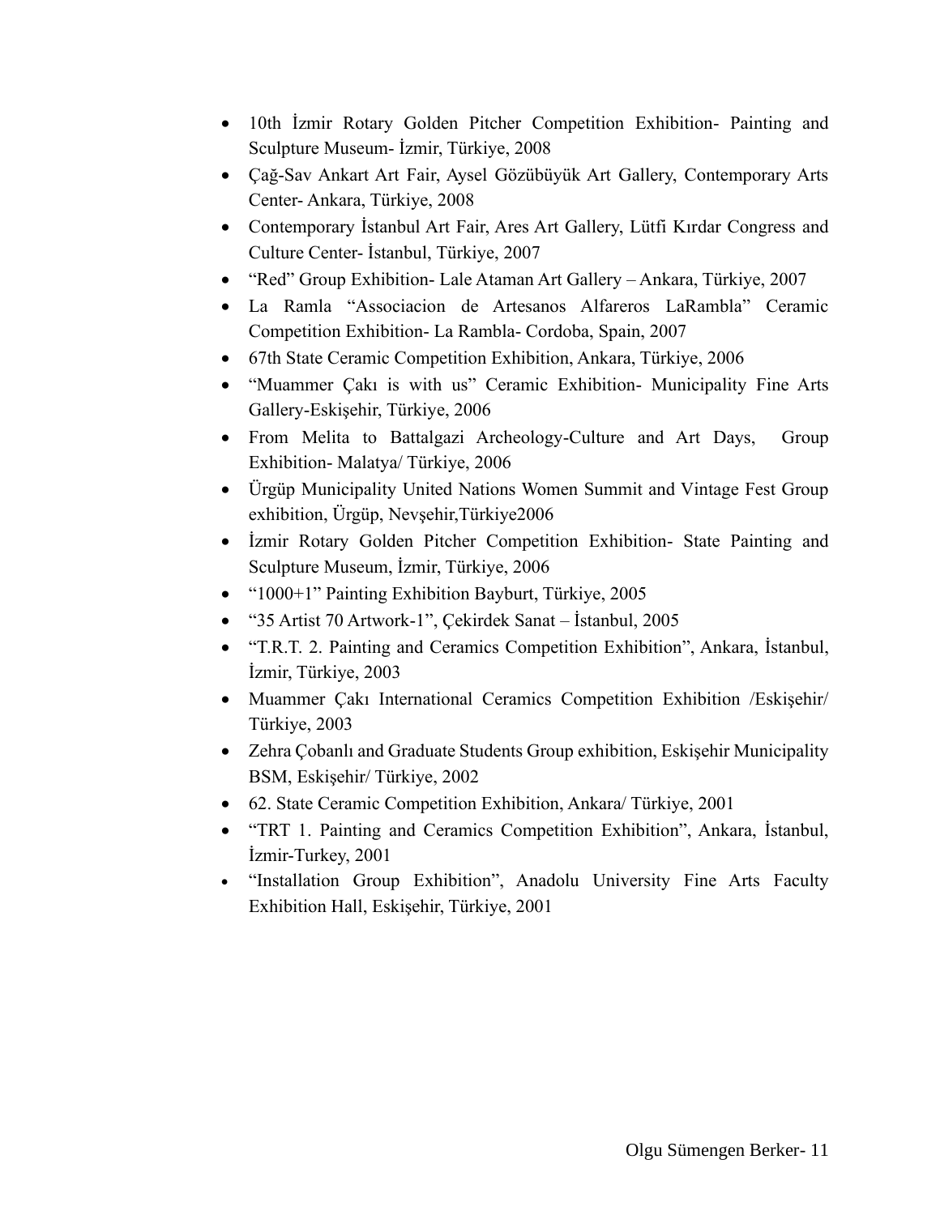- 10th İzmir Rotary Golden Pitcher Competition Exhibition- Painting and Sculpture Museum- İzmir, Türkiye, 2008
- Çağ-Sav Ankart Art Fair, Aysel Gözübüyük Art Gallery, Contemporary Arts Center- Ankara, Türkiye, 2008
- Contemporary İstanbul Art Fair, Ares Art Gallery, Lütfi Kırdar Congress and Culture Center- İstanbul, Türkiye, 2007
- "Red" Group Exhibition- Lale Ataman Art Gallery – Ankara, Türkiye, 2007
- La Ramla "Associacion de Artesanos Alfareros LaRambla" Ceramic Competition Exhibition- La Rambla- Cordoba, Spain, 2007
- 67th State Ceramic Competition Exhibition, Ankara, Türkiye, 2006
- "Muammer Çakı is with us" Ceramic Exhibition- Municipality Fine Arts Gallery-Eskişehir, Türkiye, 2006
- From Melita to Battalgazi Archeology-Culture and Art Days, Group Exhibition- Malatya/ Türkiye, 2006
- Ürgüp Municipality United Nations Women Summit and Vintage Fest Group exhibition, Ürgüp, Nevşehir,Türkiye2006
- İzmir Rotary Golden Pitcher Competition Exhibition- State Painting and Sculpture Museum, İzmir, Türkiye, 2006
- "1000+1" Painting Exhibition Bayburt, Türkiye, 2005
- "35 Artist 70 Artwork-1", Çekirdek Sanat – İstanbul, 2005
- "T.R.T. 2. Painting and Ceramics Competition Exhibition", Ankara, İstanbul, İzmir, Türkiye, 2003
- Muammer Çakı International Ceramics Competition Exhibition /Eskişehir/ Türkiye, 2003
- Zehra Çobanlı and Graduate Students Group exhibition, Eskişehir Municipality BSM, Eskişehir/ Türkiye, 2002
- 62. State Ceramic Competition Exhibition, Ankara/ Türkiye, 2001
- "TRT 1. Painting and Ceramics Competition Exhibition", Ankara, İstanbul, İzmir-Turkey, 2001
- "Installation Group Exhibition", Anadolu University Fine Arts Faculty Exhibition Hall, Eskişehir, Türkiye, 2001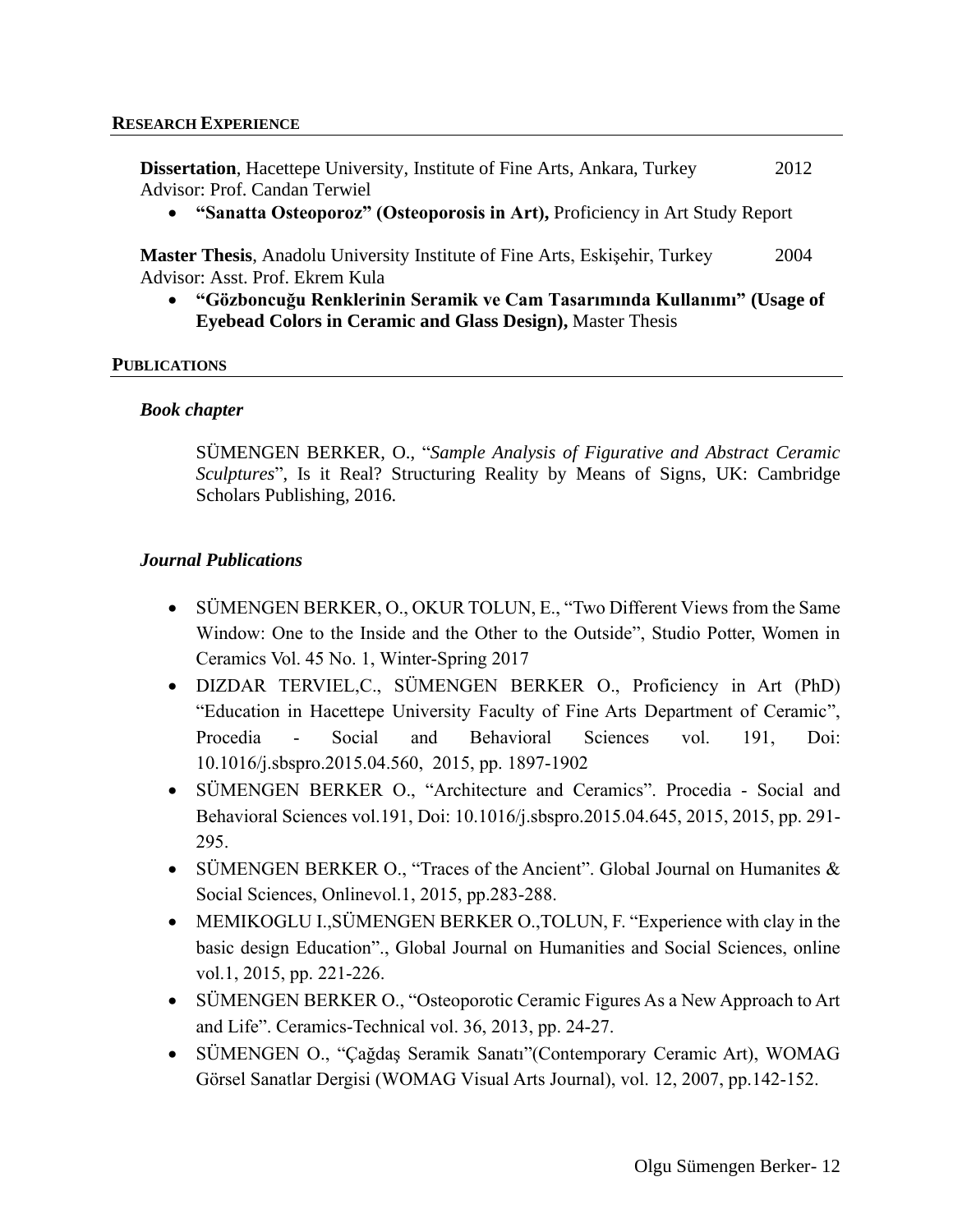## RESEARCH EXPERIENCE

**Dissertation**, Hacettepe University, Institute of Fine Arts, Ankara, Turkey 2012
Advisor: Prof. Candan Terwiel

- **"Sanatta Osteoporoz" (Osteoporosis in Art),** Proficiency in Art Study Report

**Master Thesis**, Anadolu University Institute of Fine Arts, Eskişehir, Turkey 2004
Advisor: Asst. Prof. Ekrem Kula

- **"Gözboncuğu Renklerinin Seramik ve Cam Tasarımında Kullanımı" (Usage of Eyebead Colors in Ceramic and Glass Design),** Master Thesis

## PUBLICATIONS

### *Book chapter*

SÜMENGEN BERKER, O., "*Sample Analysis of Figurative and Abstract Ceramic Sculptures*", Is it Real? Structuring Reality by Means of Signs, UK: Cambridge Scholars Publishing, 2016.

### *Journal Publications*

- SÜMENGEN BERKER, O., OKUR TOLUN, E., "Two Different Views from the Same Window: One to the Inside and the Other to the Outside", Studio Potter, Women in Ceramics Vol. 45 No. 1, Winter-Spring 2017
- DIZDAR TERVIEL,C., SÜMENGEN BERKER O., Proficiency in Art (PhD) "Education in Hacettepe University Faculty of Fine Arts Department of Ceramic", Procedia - Social and Behavioral Sciences vol. 191, Doi: 10.1016/j.sbspro.2015.04.560, 2015, pp. 1897-1902
- SÜMENGEN BERKER O., "Architecture and Ceramics". Procedia - Social and Behavioral Sciences vol.191, Doi: 10.1016/j.sbspro.2015.04.645, 2015, 2015, pp. 291-295.
- SÜMENGEN BERKER O., "Traces of the Ancient". Global Journal on Humanites & Social Sciences, Onlinevol.1, 2015, pp.283-288.
- MEMIKOGLU I.,SÜMENGEN BERKER O.,TOLUN, F. "Experience with clay in the basic design Education"., Global Journal on Humanities and Social Sciences, online vol.1, 2015, pp. 221-226.
- SÜMENGEN BERKER O., "Osteoporotic Ceramic Figures As a New Approach to Art and Life". Ceramics-Technical vol. 36, 2013, pp. 24-27.
- SÜMENGEN O., "Çağdaş Seramik Sanatı"(Contemporary Ceramic Art), WOMAG Görsel Sanatlar Dergisi (WOMAG Visual Arts Journal), vol. 12, 2007, pp.142-152.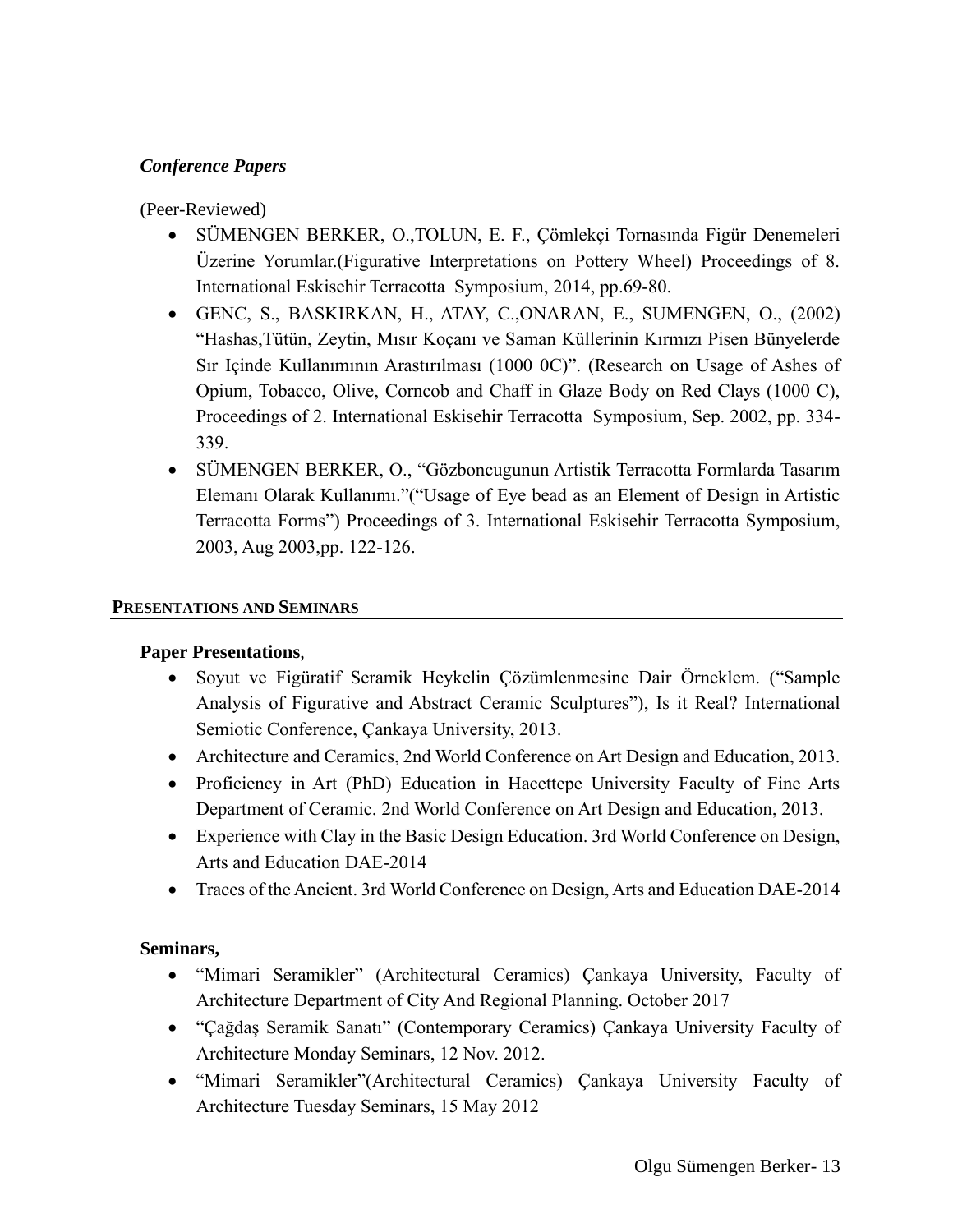***Conference Papers***

(Peer-Reviewed)

- SÜMENGEN BERKER, O.,TOLUN, E. F., Çömlekçi Tornasında Figür Denemeleri Üzerine Yorumlar.(Figurative Interpretations on Pottery Wheel) Proceedings of 8. International Eskisehir Terracotta Symposium, 2014, pp.69-80.
- GENC, S., BASKIRKAN, H., ATAY, C.,ONARAN, E., SUMENGEN, O., (2002) "Hashas,Tütün, Zeytin, Mısır Koçanı ve Saman Küllerinin Kırmızı Pisen Bünyelerde Sır Içinde Kullanımının Arastırılması (1000 0C)". (Research on Usage of Ashes of Opium, Tobacco, Olive, Corncob and Chaff in Glaze Body on Red Clays (1000 C), Proceedings of 2. International Eskisehir Terracotta Symposium, Sep. 2002, pp. 334-339.
- SÜMENGEN BERKER, O., "Gözboncugunun Artistik Terracotta Formlarda Tasarım Elemanı Olarak Kullanımı."("Usage of Eye bead as an Element of Design in Artistic Terracotta Forms") Proceedings of 3. International Eskisehir Terracotta Symposium, 2003, Aug 2003,pp. 122-126.

## PRESENTATIONS AND SEMINARS

**Paper Presentations**,

- Soyut ve Figüratif Seramik Heykelin Çözümlenmesine Dair Örneklem. ("Sample Analysis of Figurative and Abstract Ceramic Sculptures"), Is it Real? International Semiotic Conference, Çankaya University, 2013.
- Architecture and Ceramics, 2nd World Conference on Art Design and Education, 2013.
- Proficiency in Art (PhD) Education in Hacettepe University Faculty of Fine Arts Department of Ceramic. 2nd World Conference on Art Design and Education, 2013.
- Experience with Clay in the Basic Design Education. 3rd World Conference on Design, Arts and Education DAE-2014
- Traces of the Ancient. 3rd World Conference on Design, Arts and Education DAE-2014

**Seminars,**

- "Mimari Seramikler" (Architectural Ceramics) Çankaya University, Faculty of Architecture Department of City And Regional Planning. October 2017
- "Çağdaş Seramik Sanatı" (Contemporary Ceramics) Çankaya University Faculty of Architecture Monday Seminars, 12 Nov. 2012.
- "Mimari Seramikler"(Architectural Ceramics) Çankaya University Faculty of Architecture Tuesday Seminars, 15 May 2012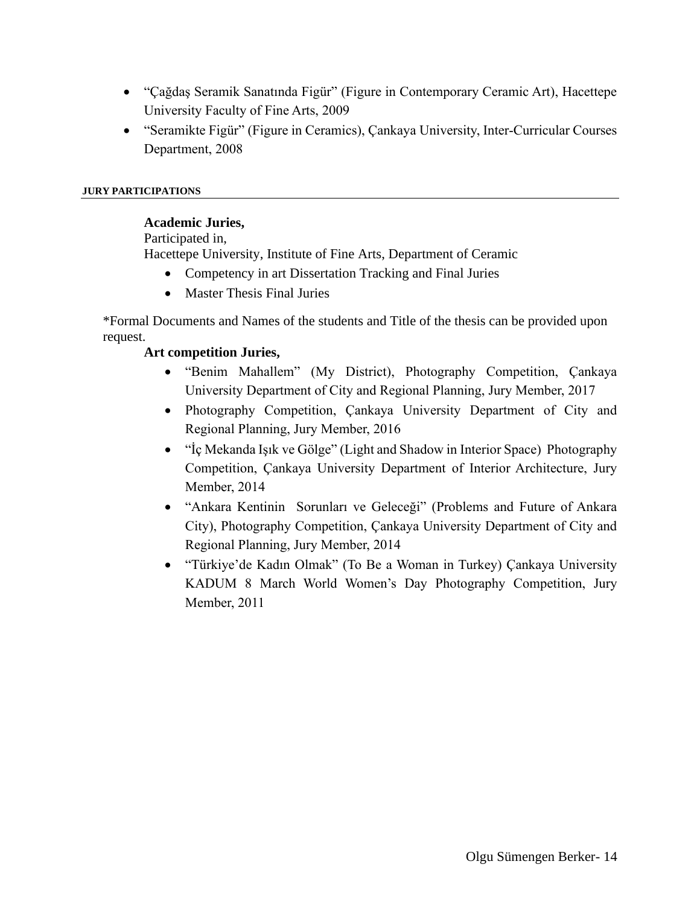- “Çağdaş Seramik Sanatında Figür” (Figure in Contemporary Ceramic Art), Hacettepe University Faculty of Fine Arts, 2009
- “Seramikte Figür” (Figure in Ceramics), Çankaya University, Inter-Curricular Courses Department, 2008

## JURY PARTICIPATIONS

**Academic Juries,**

Participated in,

Hacettepe University, Institute of Fine Arts, Department of Ceramic

- Competency in art Dissertation Tracking and Final Juries
- Master Thesis Final Juries

*Formal Documents and Names of the students and Title of the thesis can be provided upon request.

**Art competition Juries,**

- “Benim Mahallem” (My District), Photography Competition, Çankaya University Department of City and Regional Planning, Jury Member, 2017
- Photography Competition, Çankaya University Department of City and Regional Planning, Jury Member, 2016
- “İç Mekanda Işık ve Gölge” (Light and Shadow in Interior Space) Photography Competition, Çankaya University Department of Interior Architecture, Jury Member, 2014
- “Ankara Kentinin Sorunları ve Geleceği” (Problems and Future of Ankara City), Photography Competition, Çankaya University Department of City and Regional Planning, Jury Member, 2014
- “Türkiye’de Kadın Olmak” (To Be a Woman in Turkey) Çankaya University KADUM 8 March World Women’s Day Photography Competition, Jury Member, 2011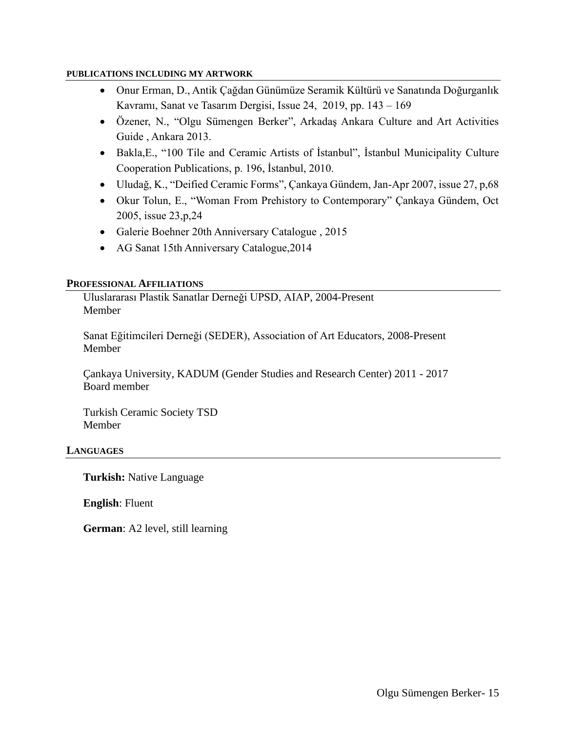#### PUBLICATIONS INCLUDING MY ARTWORK

- Onur Erman, D., Antik Çağdan Günümüze Seramik Kültürü ve Sanatında Doğurganlık Kavramı, Sanat ve Tasarım Dergisi, Issue 24, 2019, pp. 143 – 169
- Özener, N., “Olgu Sümengen Berker”, Arkadaş Ankara Culture and Art Activities Guide , Ankara 2013.
- Bakla,E., “100 Tile and Ceramic Artists of İstanbul”, İstanbul Municipality Culture Cooperation Publications, p. 196, İstanbul, 2010.
- Uludağ, K., “Deified Ceramic Forms”, Çankaya Gündem, Jan-Apr 2007, issue 27, p,68
- Okur Tolun, E., “Woman From Prehistory to Contemporary” Çankaya Gündem, Oct 2005, issue 23,p,24
- Galerie Boehner 20th Anniversary Catalogue , 2015
- AG Sanat 15th Anniversary Catalogue,2014

#### PROFESSIONAL AFFILIATIONS

Uluslararası Plastik Sanatlar Derneği UPSD, AIAP, 2004-Present
Member

Sanat Eğitimcileri Derneği (SEDER), Association of Art Educators, 2008-Present
Member

Çankaya University, KADUM (Gender Studies and Research Center) 2011 - 2017
Board member

Turkish Ceramic Society TSD
Member

#### LANGUAGES

**Turkish:** Native Language

**English**: Fluent

**German**: A2 level, still learning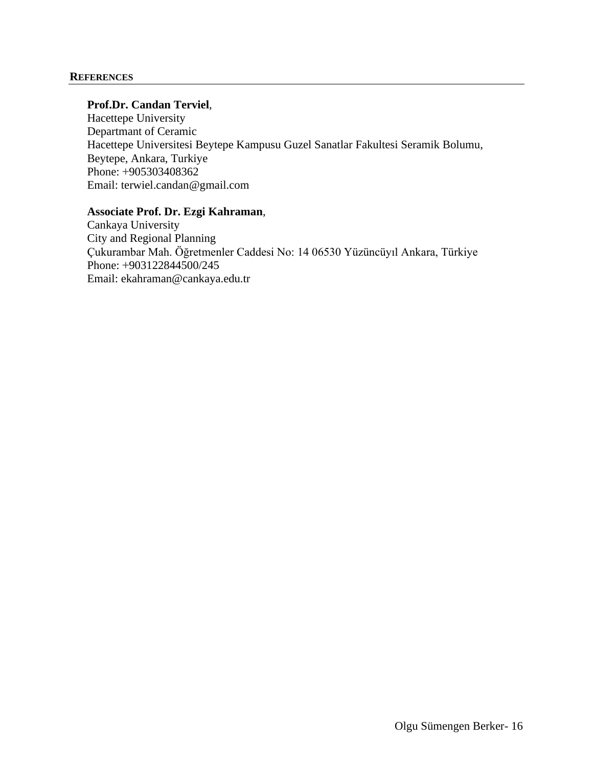## REFERENCES

**Prof.Dr. Candan Terviel**,
Hacettepe University
Departmant of Ceramic
Hacettepe Universitesi Beytepe Kampusu Guzel Sanatlar Fakultesi Seramik Bolumu,
Beytepe, Ankara, Turkiye
Phone: +905303408362
Email: terwiel.candan@gmail.com

**Associate Prof. Dr. Ezgi Kahraman**,
Cankaya University
City and Regional Planning
Çukurambar Mah. Öğretmenler Caddesi No: 14 06530 Yüzüncüyıl Ankara, Türkiye
Phone: +903122844500/245
Email: ekahraman@cankaya.edu.tr